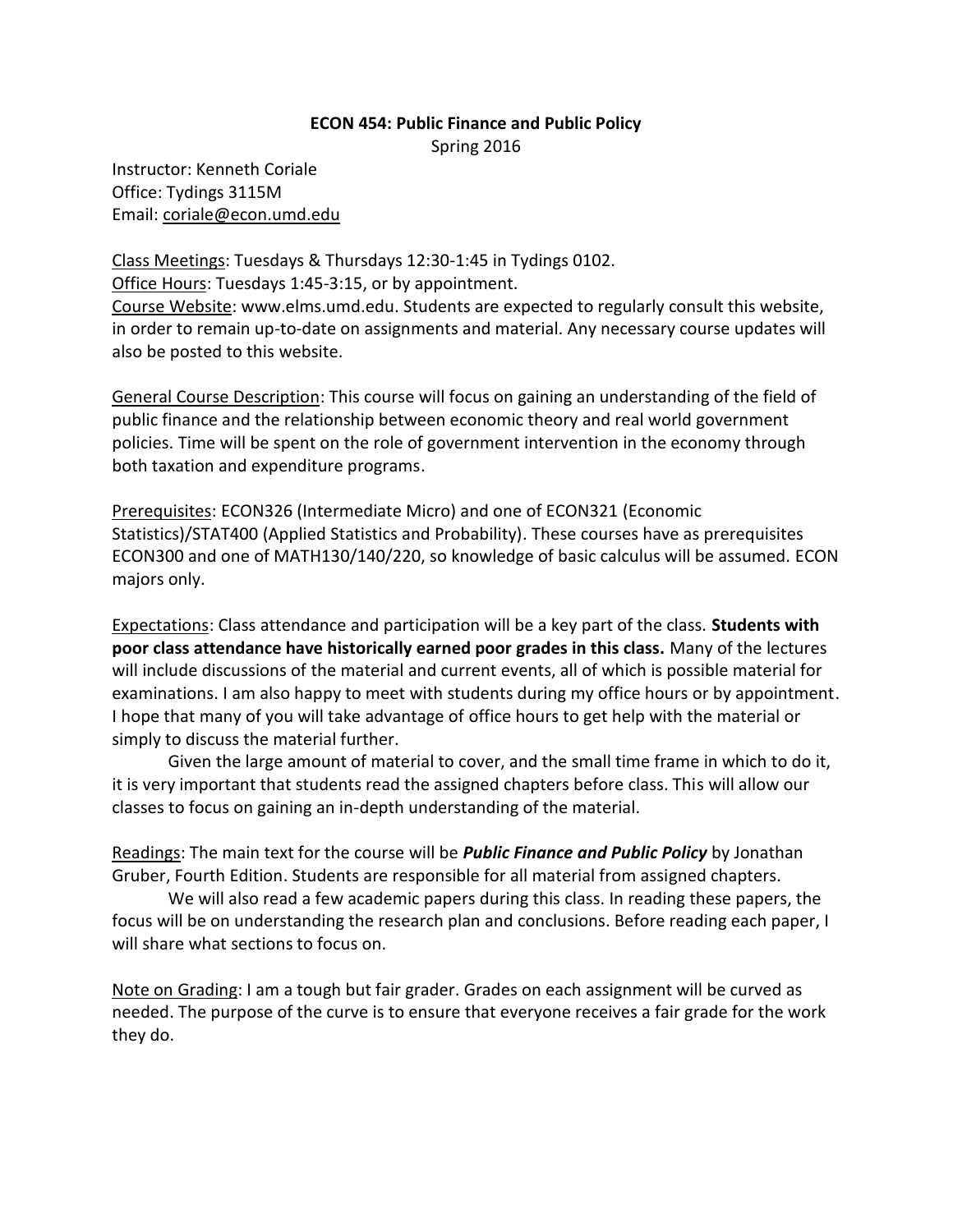# ECON 454: Public Finance and Public Policy

Spring 2016

Instructor: Kenneth Coriale
Office: Tydings 3115M
Email: coriale@econ.umd.edu

Class Meetings: Tuesdays & Thursdays 12:30-1:45 in Tydings 0102.
Office Hours: Tuesdays 1:45-3:15, or by appointment.
Course Website: www.elms.umd.edu. Students are expected to regularly consult this website, in order to remain up-to-date on assignments and material. Any necessary course updates will also be posted to this website.

General Course Description: This course will focus on gaining an understanding of the field of public finance and the relationship between economic theory and real world government policies. Time will be spent on the role of government intervention in the economy through both taxation and expenditure programs.

Prerequisites: ECON326 (Intermediate Micro) and one of ECON321 (Economic Statistics)/STAT400 (Applied Statistics and Probability). These courses have as prerequisites ECON300 and one of MATH130/140/220, so knowledge of basic calculus will be assumed. ECON majors only.

Expectations: Class attendance and participation will be a key part of the class. **Students with poor class attendance have historically earned poor grades in this class.** Many of the lectures will include discussions of the material and current events, all of which is possible material for examinations. I am also happy to meet with students during my office hours or by appointment. I hope that many of you will take advantage of office hours to get help with the material or simply to discuss the material further.

Given the large amount of material to cover, and the small time frame in which to do it, it is very important that students read the assigned chapters before class. This will allow our classes to focus on gaining an in-depth understanding of the material.

Readings: The main text for the course will be ***Public Finance and Public Policy*** by Jonathan Gruber, Fourth Edition. Students are responsible for all material from assigned chapters.

We will also read a few academic papers during this class. In reading these papers, the focus will be on understanding the research plan and conclusions. Before reading each paper, I will share what sections to focus on.

Note on Grading: I am a tough but fair grader. Grades on each assignment will be curved as needed. The purpose of the curve is to ensure that everyone receives a fair grade for the work they do.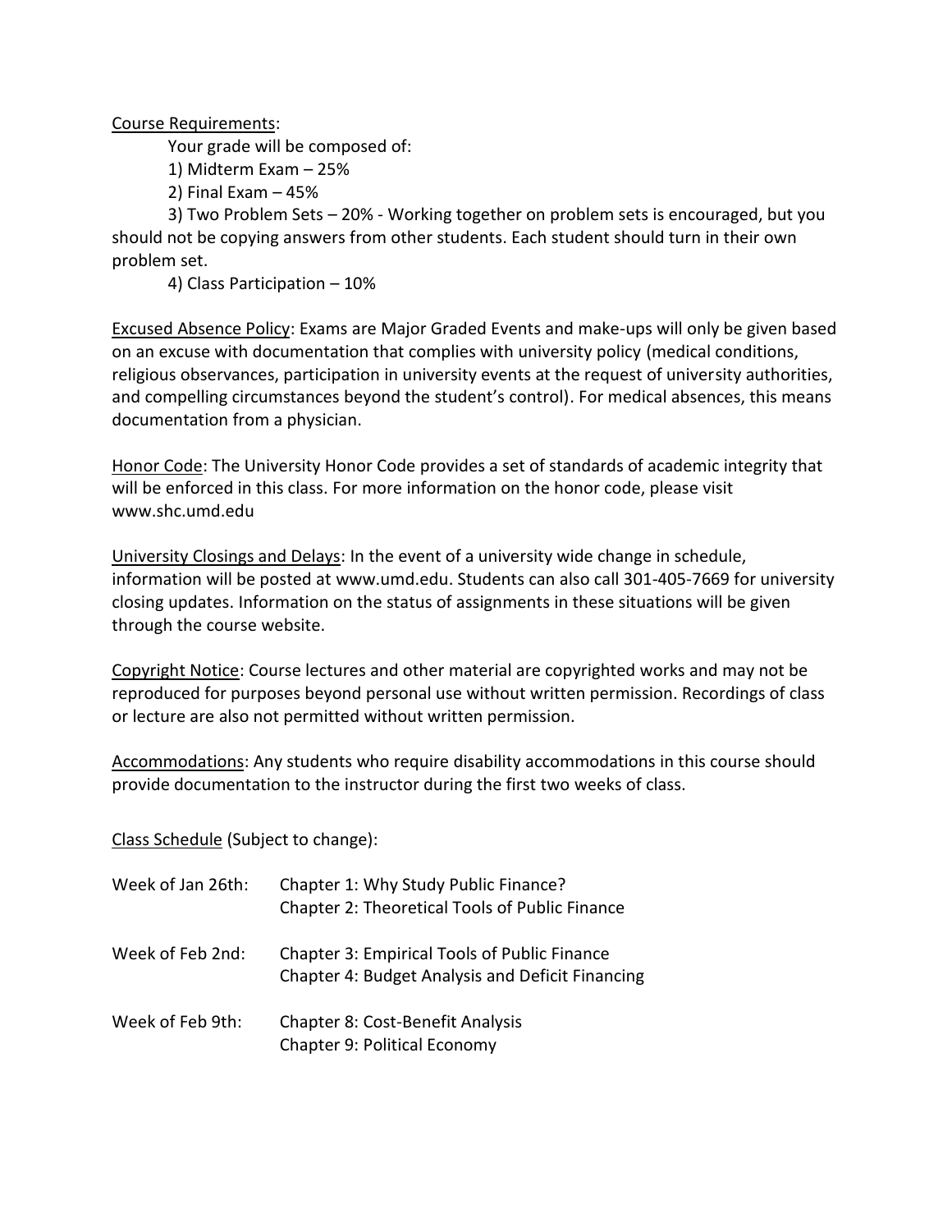Course Requirements:

Your grade will be composed of:

1) Midterm Exam – 25%

2) Final Exam – 45%

3) Two Problem Sets – 20% - Working together on problem sets is encouraged, but you should not be copying answers from other students. Each student should turn in their own problem set.

4) Class Participation – 10%

Excused Absence Policy: Exams are Major Graded Events and make-ups will only be given based on an excuse with documentation that complies with university policy (medical conditions, religious observances, participation in university events at the request of university authorities, and compelling circumstances beyond the student's control). For medical absences, this means documentation from a physician.

Honor Code: The University Honor Code provides a set of standards of academic integrity that will be enforced in this class. For more information on the honor code, please visit www.shc.umd.edu

University Closings and Delays: In the event of a university wide change in schedule, information will be posted at www.umd.edu. Students can also call 301-405-7669 for university closing updates. Information on the status of assignments in these situations will be given through the course website.

Copyright Notice: Course lectures and other material are copyrighted works and may not be reproduced for purposes beyond personal use without written permission. Recordings of class or lecture are also not permitted without written permission.

Accommodations: Any students who require disability accommodations in this course should provide documentation to the instructor during the first two weeks of class.

Class Schedule (Subject to change):

| | |
|---|---|
| Week of Jan 26th: | Chapter 1: Why Study Public Finance?<br>Chapter 2: Theoretical Tools of Public Finance |
| Week of Feb 2nd: | Chapter 3: Empirical Tools of Public Finance<br>Chapter 4: Budget Analysis and Deficit Financing |
| Week of Feb 9th: | Chapter 8: Cost-Benefit Analysis<br>Chapter 9: Political Economy |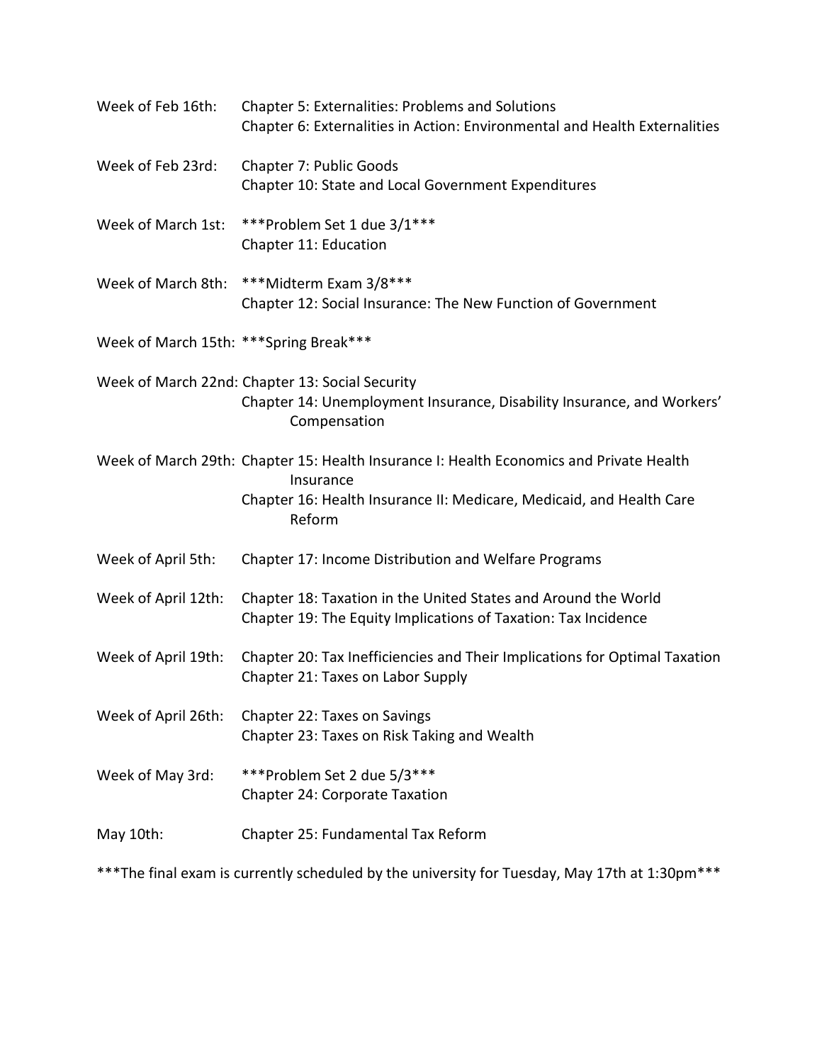| | |
|---|---|
| Week of Feb 16th: | Chapter 5: Externalities: Problems and Solutions<br>Chapter 6: Externalities in Action: Environmental and Health Externalities |
| Week of Feb 23rd: | Chapter 7: Public Goods<br>Chapter 10: State and Local Government Expenditures |
| Week of March 1st: | ***Problem Set 1 due 3/1***<br>Chapter 11: Education |
| Week of March 8th: | ***Midterm Exam 3/8***<br>Chapter 12: Social Insurance: The New Function of Government |
| Week of March 15th: | ***Spring Break*** |
| Week of March 22nd: | Chapter 13: Social Security<br>Chapter 14: Unemployment Insurance, Disability Insurance, and Workers' Compensation |
| Week of March 29th: | Chapter 15: Health Insurance I: Health Economics and Private Health Insurance<br>Chapter 16: Health Insurance II: Medicare, Medicaid, and Health Care Reform |
| Week of April 5th: | Chapter 17: Income Distribution and Welfare Programs |
| Week of April 12th: | Chapter 18: Taxation in the United States and Around the World<br>Chapter 19: The Equity Implications of Taxation: Tax Incidence |
| Week of April 19th: | Chapter 20: Tax Inefficiencies and Their Implications for Optimal Taxation<br>Chapter 21: Taxes on Labor Supply |
| Week of April 26th: | Chapter 22: Taxes on Savings<br>Chapter 23: Taxes on Risk Taking and Wealth |
| Week of May 3rd: | ***Problem Set 2 due 5/3***<br>Chapter 24: Corporate Taxation |
| May 10th: | Chapter 25: Fundamental Tax Reform |

***The final exam is currently scheduled by the university for Tuesday, May 17th at 1:30pm***